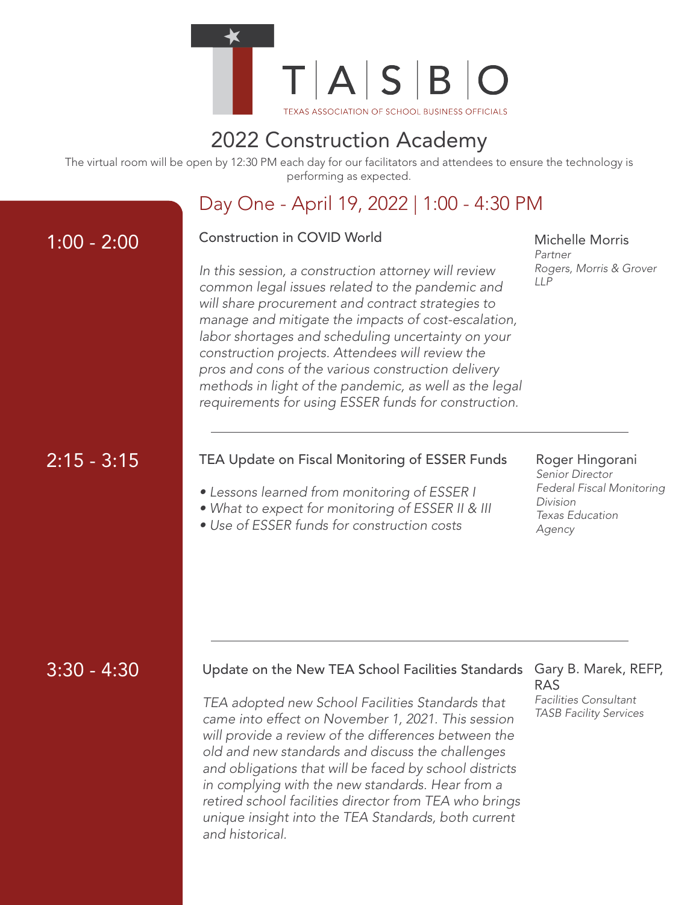# T | A | S | B | O

TEXAS ASSOCIATION OF SCHOOL BUSINESS OFFICIALS

## 2022 Construction Academy

The virtual room will be open by 12:30 PM each day for our facilitators and attendees to ensure the technology is performing as expected.

## Day One - April 19, 2022 | 1:00 - 4:30 PM

### 1:00 - 2:00

**Construction in COVID World**

*In this session, a construction attorney will review common legal issues related to the pandemic and will share procurement and contract strategies to manage and mitigate the impacts of cost-escalation, labor shortages and scheduling uncertainty on your construction projects. Attendees will review the pros and cons of the various construction delivery methods in light of the pandemic, as well as the legal requirements for using ESSER funds for construction.*

Michelle Morris
*Partner*
*Rogers, Morris & Grover LLP*

---

### 2:15 - 3:15

**TEA Update on Fiscal Monitoring of ESSER Funds**

- *Lessons learned from monitoring of ESSER I*
- *What to expect for monitoring of ESSER II & III*
- *Use of ESSER funds for construction costs*

Roger Hingorani
*Senior Director*
*Federal Fiscal Monitoring Division*
*Texas Education Agency*

---

### 3:30 - 4:30

**Update on the New TEA School Facilities Standards**

*TEA adopted new School Facilities Standards that came into effect on November 1, 2021. This session will provide a review of the differences between the old and new standards and discuss the challenges and obligations that will be faced by school districts in complying with the new standards. Hear from a retired school facilities director from TEA who brings unique insight into the TEA Standards, both current and historical.*

Gary B. Marek, REFP, RAS
*Facilities Consultant*
*TASB Facility Services*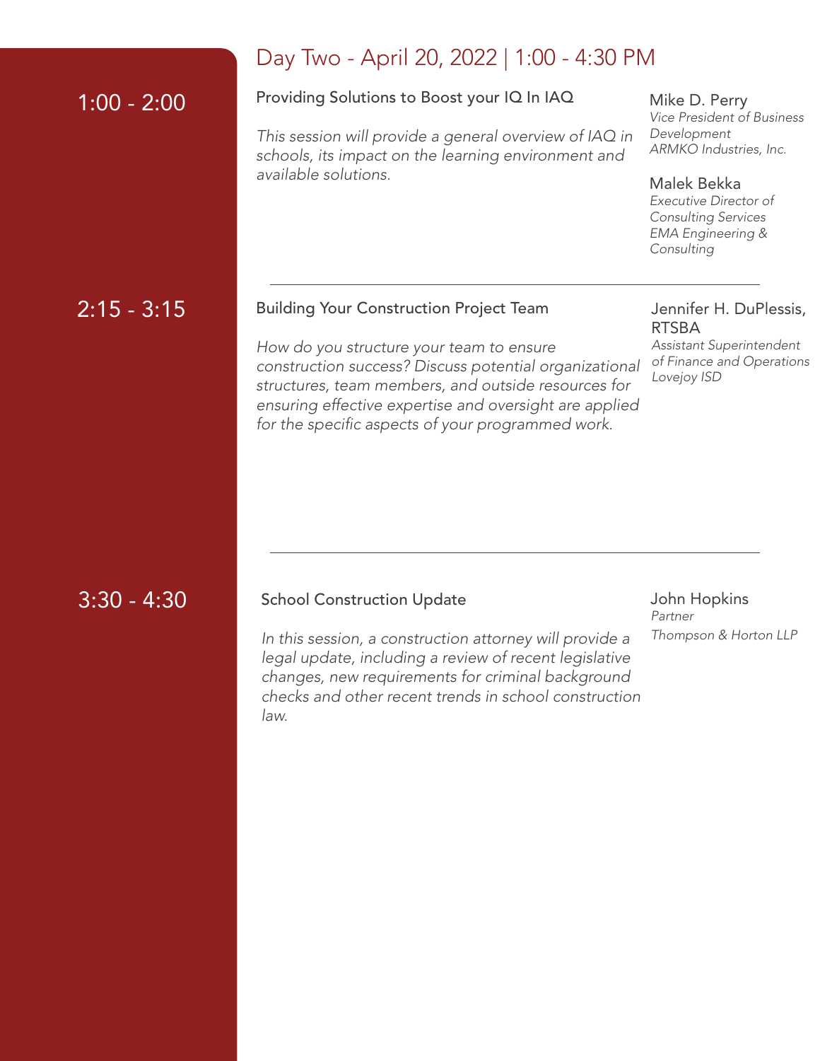## Day Two - April 20, 2022 | 1:00 - 4:30 PM

### 1:00 - 2:00

**Providing Solutions to Boost your IQ In IAQ**

*This session will provide a general overview of IAQ in schools, its impact on the learning environment and available solutions.*

Mike D. Perry
*Vice President of Business Development*
*ARMKO Industries, Inc.*

Malek Bekka
*Executive Director of Consulting Services*
*EMA Engineering & Consulting*

---

### 2:15 - 3:15

**Building Your Construction Project Team**

*How do you structure your team to ensure construction success? Discuss potential organizational structures, team members, and outside resources for ensuring effective expertise and oversight are applied for the specific aspects of your programmed work.*

Jennifer H. DuPlessis, RTSBA
*Assistant Superintendent of Finance and Operations*
*Lovejoy ISD*

---

### 3:30 - 4:30

**School Construction Update**

*In this session, a construction attorney will provide a legal update, including a review of recent legislative changes, new requirements for criminal background checks and other recent trends in school construction law.*

John Hopkins
*Partner*
*Thompson & Horton LLP*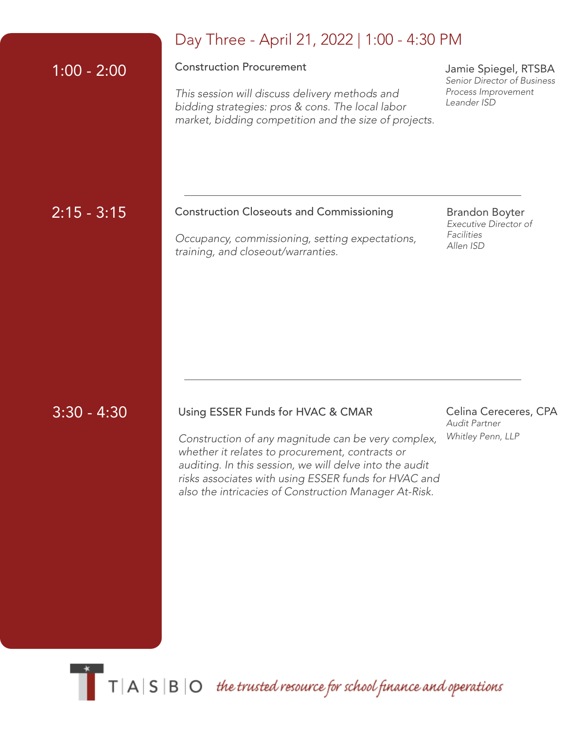## Day Three - April 21, 2022 | 1:00 - 4:30 PM

**1:00 - 2:00**

### Construction Procurement

*This session will discuss delivery methods and bidding strategies: pros & cons. The local labor market, bidding competition and the size of projects.*

Jamie Spiegel, RTSBA
*Senior Director of Business Process Improvement*
*Leander ISD*

---

**2:15 - 3:15**

### Construction Closeouts and Commissioning

*Occupancy, commissioning, setting expectations, training, and closeout/warranties.*

Brandon Boyter
*Executive Director of Facilities*
*Allen ISD*

---

**3:30 - 4:30**

### Using ESSER Funds for HVAC & CMAR

*Construction of any magnitude can be very complex, whether it relates to procurement, contracts or auditing. In this session, we will delve into the audit risks associates with using ESSER funds for HVAC and also the intricacies of Construction Manager At-Risk.*

Celina Cereceres, CPA
*Audit Partner*
*Whitley Penn, LLP*

T|A|S|B|O *the trusted resource for school finance and operations*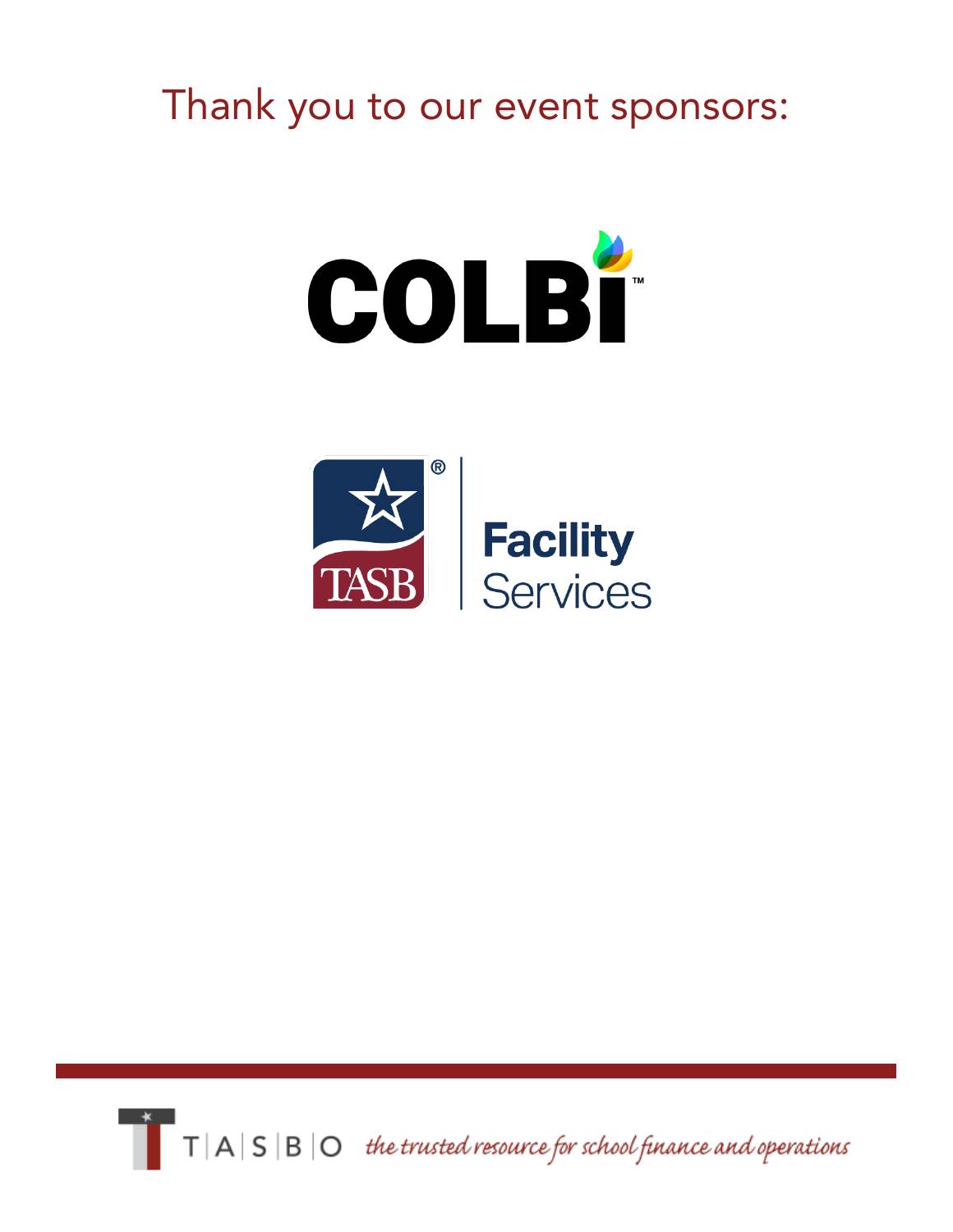Thank you to our event sponsors:

COLBI™

TASB® Facility Services

T|A|S|B|O *the trusted resource for school finance and operations*